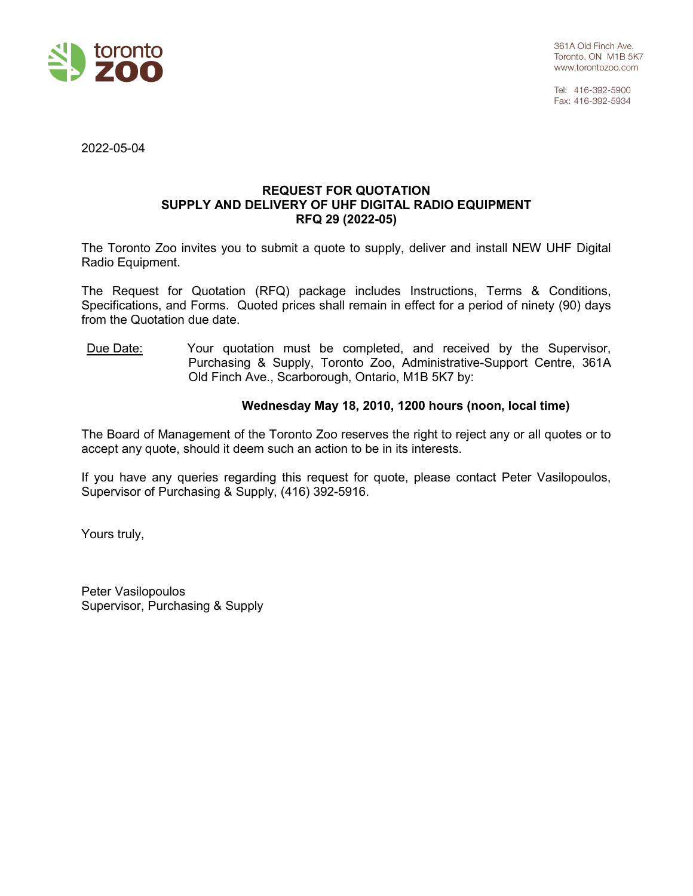toronto zoo

361A Old Finch Ave.
Toronto, ON M1B 5K7
www.torontozoo.com

Tel: 416-392-5900
Fax: 416-392-5934

2022-05-04

**REQUEST FOR QUOTATION**
**SUPPLY AND DELIVERY OF UHF DIGITAL RADIO EQUIPMENT**
**RFQ 29 (2022-05)**

The Toronto Zoo invites you to submit a quote to supply, deliver and install NEW UHF Digital Radio Equipment.

The Request for Quotation (RFQ) package includes Instructions, Terms & Conditions, Specifications, and Forms. Quoted prices shall remain in effect for a period of ninety (90) days from the Quotation due date.

<u>Due Date:</u> Your quotation must be completed, and received by the Supervisor, Purchasing & Supply, Toronto Zoo, Administrative-Support Centre, 361A Old Finch Ave., Scarborough, Ontario, M1B 5K7 by:

**Wednesday May 18, 2010, 1200 hours (noon, local time)**

The Board of Management of the Toronto Zoo reserves the right to reject any or all quotes or to accept any quote, should it deem such an action to be in its interests.

If you have any queries regarding this request for quote, please contact Peter Vasilopoulos, Supervisor of Purchasing & Supply, (416) 392-5916.

Yours truly,

Peter Vasilopoulos
Supervisor, Purchasing & Supply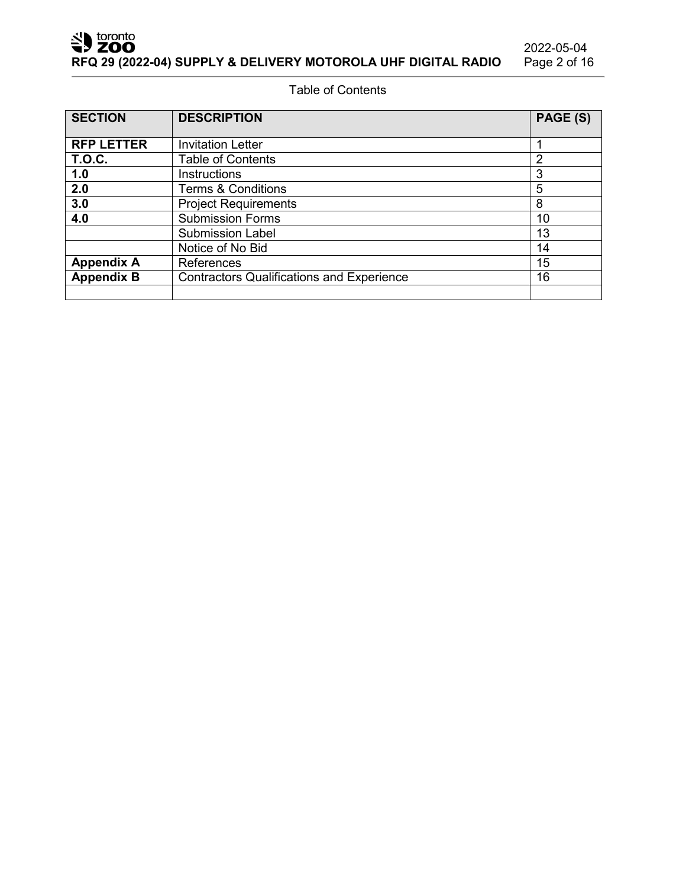Table of Contents

| SECTION | DESCRIPTION | PAGE (S) |
| --- | --- | --- |
| **RFP LETTER** | Invitation Letter | 1 |
| **T.O.C.** | Table of Contents | 2 |
| **1.0** | Instructions | 3 |
| **2.0** | Terms & Conditions | 5 |
| **3.0** | Project Requirements | 8 |
| **4.0** | Submission Forms | 10 |
| | Submission Label | 13 |
| | Notice of No Bid | 14 |
| **Appendix A** | References | 15 |
| **Appendix B** | Contractors Qualifications and Experience | 16 |
| | | |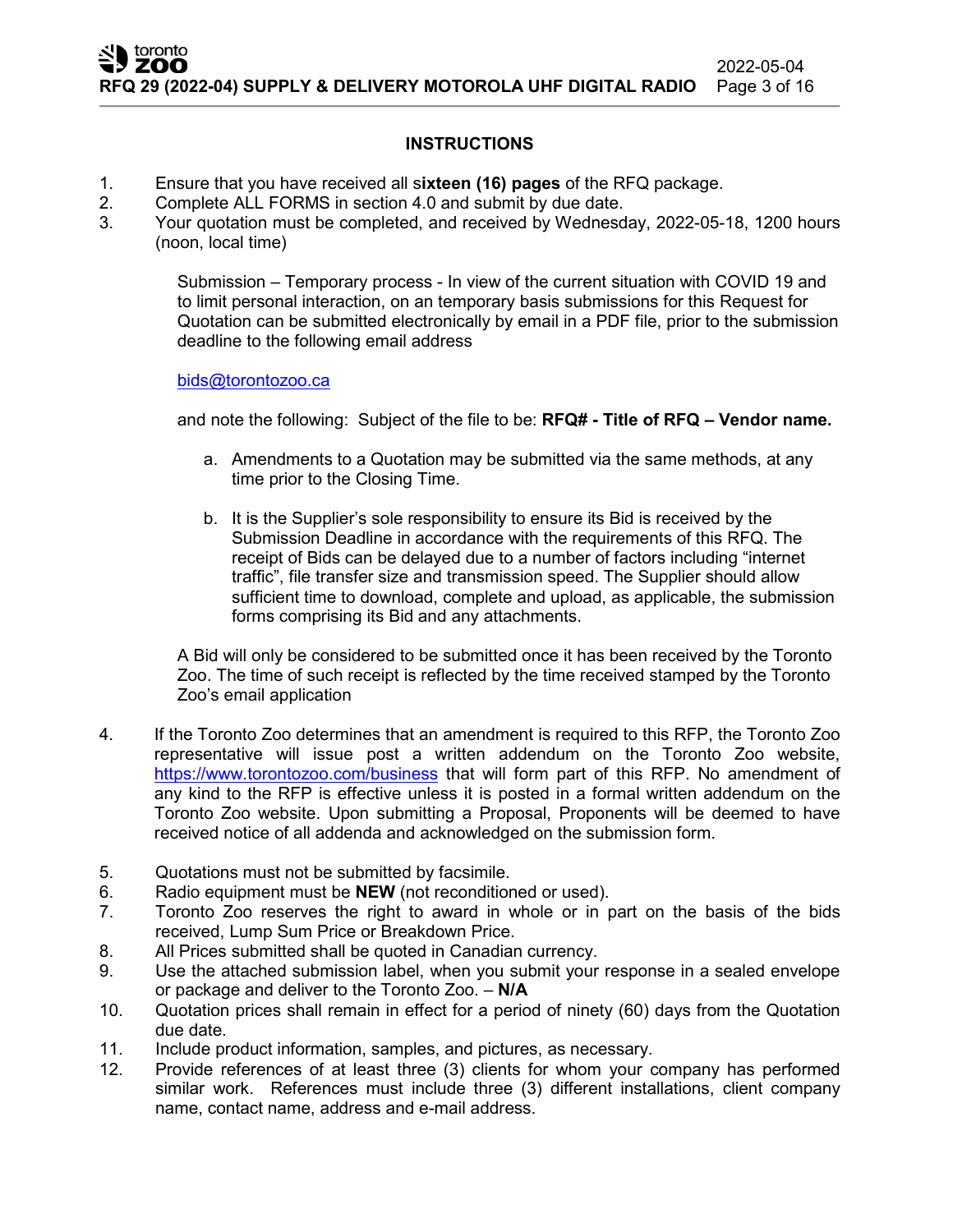## INSTRUCTIONS

1. Ensure that you have received all s**ixteen (16) pages** of the RFQ package.
2. Complete ALL FORMS in section 4.0 and submit by due date.
3. Your quotation must be completed, and received by Wednesday, 2022-05-18, 1200 hours (noon, local time)

   Submission – Temporary process - In view of the current situation with COVID 19 and to limit personal interaction, on an temporary basis submissions for this Request for Quotation can be submitted electronically by email in a PDF file, prior to the submission deadline to the following email address

   bids@torontozoo.ca

   and note the following: Subject of the file to be: **RFQ# - Title of RFQ – Vendor name.**

   a. Amendments to a Quotation may be submitted via the same methods, at any time prior to the Closing Time.

   b. It is the Supplier's sole responsibility to ensure its Bid is received by the Submission Deadline in accordance with the requirements of this RFQ. The receipt of Bids can be delayed due to a number of factors including "internet traffic", file transfer size and transmission speed. The Supplier should allow sufficient time to download, complete and upload, as applicable, the submission forms comprising its Bid and any attachments.

   A Bid will only be considered to be submitted once it has been received by the Toronto Zoo. The time of such receipt is reflected by the time received stamped by the Toronto Zoo's email application

4. If the Toronto Zoo determines that an amendment is required to this RFP, the Toronto Zoo representative will issue post a written addendum on the Toronto Zoo website, https://www.torontozoo.com/business that will form part of this RFP. No amendment of any kind to the RFP is effective unless it is posted in a formal written addendum on the Toronto Zoo website. Upon submitting a Proposal, Proponents will be deemed to have received notice of all addenda and acknowledged on the submission form.
5. Quotations must not be submitted by facsimile.
6. Radio equipment must be **NEW** (not reconditioned or used).
7. Toronto Zoo reserves the right to award in whole or in part on the basis of the bids received, Lump Sum Price or Breakdown Price.
8. All Prices submitted shall be quoted in Canadian currency.
9. Use the attached submission label, when you submit your response in a sealed envelope or package and deliver to the Toronto Zoo. – **N/A**
10. Quotation prices shall remain in effect for a period of ninety (60) days from the Quotation due date.
11. Include product information, samples, and pictures, as necessary.
12. Provide references of at least three (3) clients for whom your company has performed similar work. References must include three (3) different installations, client company name, contact name, address and e-mail address.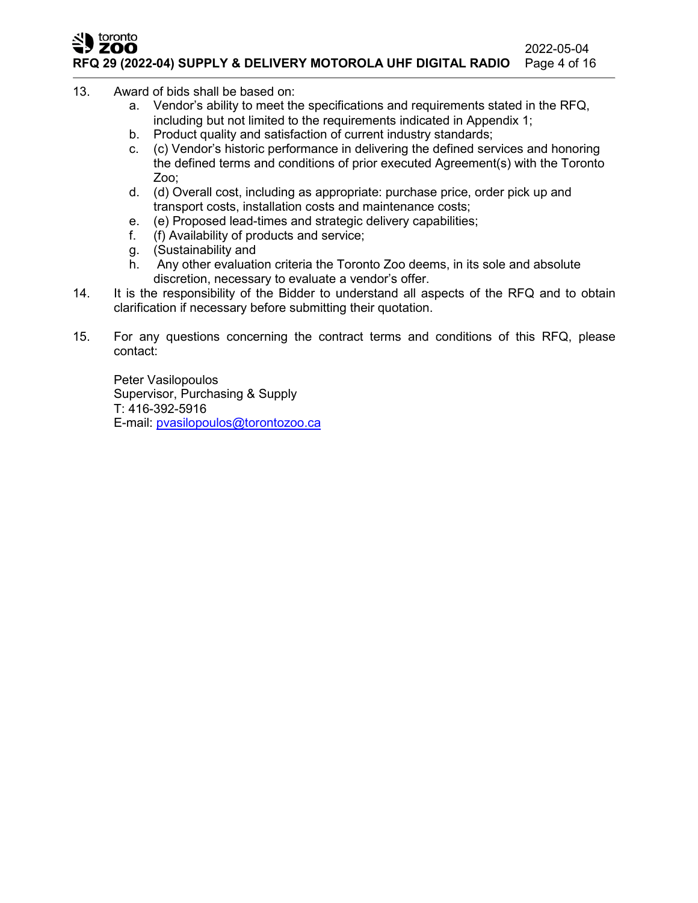13. Award of bids shall be based on:
    a. Vendor's ability to meet the specifications and requirements stated in the RFQ, including but not limited to the requirements indicated in Appendix 1;
    b. Product quality and satisfaction of current industry standards;
    c. (c) Vendor's historic performance in delivering the defined services and honoring the defined terms and conditions of prior executed Agreement(s) with the Toronto Zoo;
    d. (d) Overall cost, including as appropriate: purchase price, order pick up and transport costs, installation costs and maintenance costs;
    e. (e) Proposed lead-times and strategic delivery capabilities;
    f. (f) Availability of products and service;
    g. (Sustainability and
    h. Any other evaluation criteria the Toronto Zoo deems, in its sole and absolute discretion, necessary to evaluate a vendor's offer.
14. It is the responsibility of the Bidder to understand all aspects of the RFQ and to obtain clarification if necessary before submitting their quotation.
15. For any questions concerning the contract terms and conditions of this RFQ, please contact:

    Peter Vasilopoulos
    Supervisor, Purchasing & Supply
    T: 416-392-5916
    E-mail: pvasilopoulos@torontozoo.ca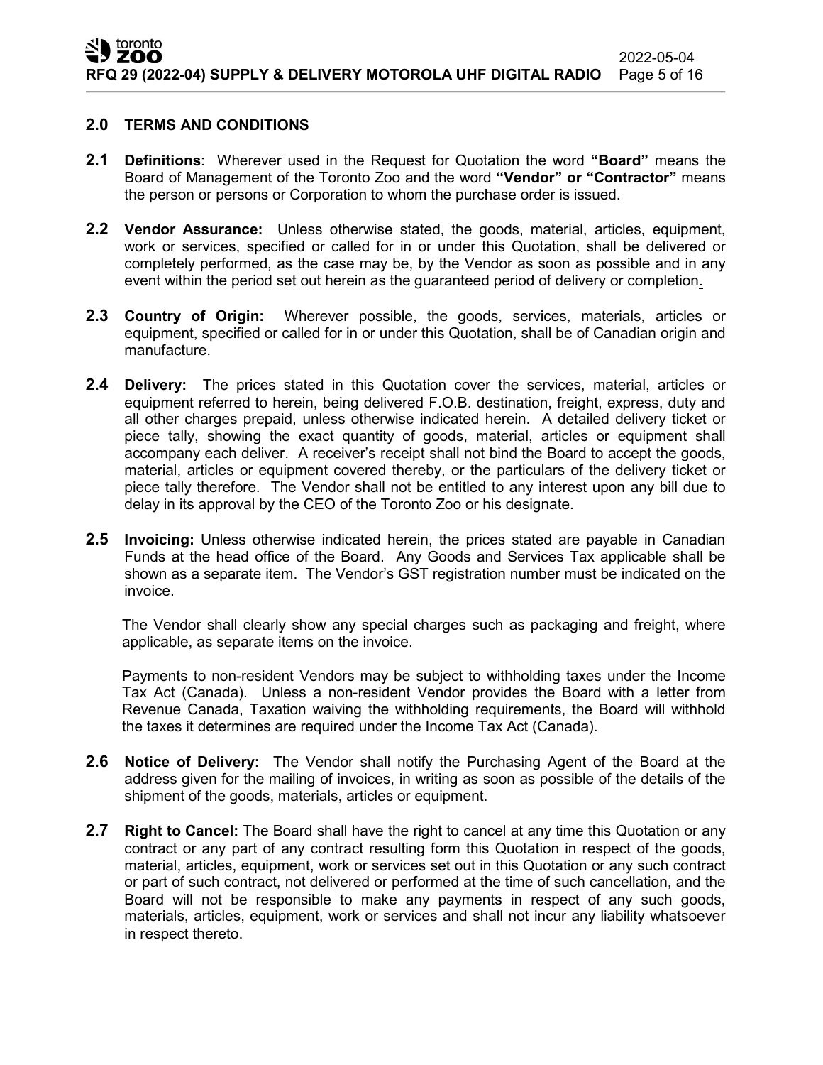## 2.0 TERMS AND CONDITIONS

**2.1 Definitions**: Wherever used in the Request for Quotation the word **"Board"** means the Board of Management of the Toronto Zoo and the word **"Vendor" or "Contractor"** means the person or persons or Corporation to whom the purchase order is issued.

**2.2 Vendor Assurance:** Unless otherwise stated, the goods, material, articles, equipment, work or services, specified or called for in or under this Quotation, shall be delivered or completely performed, as the case may be, by the Vendor as soon as possible and in any event within the period set out herein as the guaranteed period of delivery or completion.

**2.3 Country of Origin:** Wherever possible, the goods, services, materials, articles or equipment, specified or called for in or under this Quotation, shall be of Canadian origin and manufacture.

**2.4 Delivery:** The prices stated in this Quotation cover the services, material, articles or equipment referred to herein, being delivered F.O.B. destination, freight, express, duty and all other charges prepaid, unless otherwise indicated herein. A detailed delivery ticket or piece tally, showing the exact quantity of goods, material, articles or equipment shall accompany each deliver. A receiver's receipt shall not bind the Board to accept the goods, material, articles or equipment covered thereby, or the particulars of the delivery ticket or piece tally therefore. The Vendor shall not be entitled to any interest upon any bill due to delay in its approval by the CEO of the Toronto Zoo or his designate.

**2.5 Invoicing:** Unless otherwise indicated herein, the prices stated are payable in Canadian Funds at the head office of the Board. Any Goods and Services Tax applicable shall be shown as a separate item. The Vendor's GST registration number must be indicated on the invoice.

The Vendor shall clearly show any special charges such as packaging and freight, where applicable, as separate items on the invoice.

Payments to non-resident Vendors may be subject to withholding taxes under the Income Tax Act (Canada). Unless a non-resident Vendor provides the Board with a letter from Revenue Canada, Taxation waiving the withholding requirements, the Board will withhold the taxes it determines are required under the Income Tax Act (Canada).

**2.6 Notice of Delivery:** The Vendor shall notify the Purchasing Agent of the Board at the address given for the mailing of invoices, in writing as soon as possible of the details of the shipment of the goods, materials, articles or equipment.

**2.7 Right to Cancel:** The Board shall have the right to cancel at any time this Quotation or any contract or any part of any contract resulting form this Quotation in respect of the goods, material, articles, equipment, work or services set out in this Quotation or any such contract or part of such contract, not delivered or performed at the time of such cancellation, and the Board will not be responsible to make any payments in respect of any such goods, materials, articles, equipment, work or services and shall not incur any liability whatsoever in respect thereto.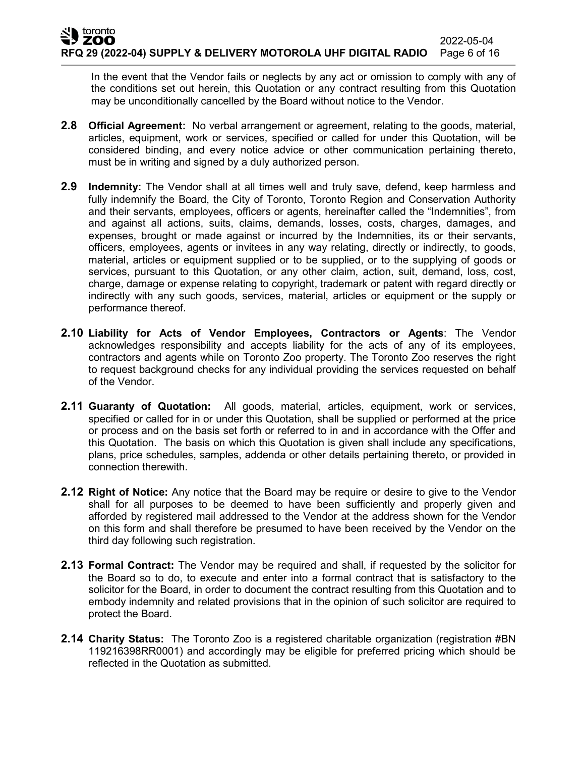In the event that the Vendor fails or neglects by any act or omission to comply with any of the conditions set out herein, this Quotation or any contract resulting from this Quotation may be unconditionally cancelled by the Board without notice to the Vendor.

**2.8 Official Agreement:** No verbal arrangement or agreement, relating to the goods, material, articles, equipment, work or services, specified or called for under this Quotation, will be considered binding, and every notice advice or other communication pertaining thereto, must be in writing and signed by a duly authorized person.

**2.9 Indemnity:** The Vendor shall at all times well and truly save, defend, keep harmless and fully indemnify the Board, the City of Toronto, Toronto Region and Conservation Authority and their servants, employees, officers or agents, hereinafter called the "Indemnities", from and against all actions, suits, claims, demands, losses, costs, charges, damages, and expenses, brought or made against or incurred by the Indemnities, its or their servants, officers, employees, agents or invitees in any way relating, directly or indirectly, to goods, material, articles or equipment supplied or to be supplied, or to the supplying of goods or services, pursuant to this Quotation, or any other claim, action, suit, demand, loss, cost, charge, damage or expense relating to copyright, trademark or patent with regard directly or indirectly with any such goods, services, material, articles or equipment or the supply or performance thereof.

**2.10 Liability for Acts of Vendor Employees, Contractors or Agents**: The Vendor acknowledges responsibility and accepts liability for the acts of any of its employees, contractors and agents while on Toronto Zoo property. The Toronto Zoo reserves the right to request background checks for any individual providing the services requested on behalf of the Vendor.

**2.11 Guaranty of Quotation:** All goods, material, articles, equipment, work or services, specified or called for in or under this Quotation, shall be supplied or performed at the price or process and on the basis set forth or referred to in and in accordance with the Offer and this Quotation. The basis on which this Quotation is given shall include any specifications, plans, price schedules, samples, addenda or other details pertaining thereto, or provided in connection therewith.

**2.12 Right of Notice:** Any notice that the Board may be require or desire to give to the Vendor shall for all purposes to be deemed to have been sufficiently and properly given and afforded by registered mail addressed to the Vendor at the address shown for the Vendor on this form and shall therefore be presumed to have been received by the Vendor on the third day following such registration.

**2.13 Formal Contract:** The Vendor may be required and shall, if requested by the solicitor for the Board so to do, to execute and enter into a formal contract that is satisfactory to the solicitor for the Board, in order to document the contract resulting from this Quotation and to embody indemnity and related provisions that in the opinion of such solicitor are required to protect the Board.

**2.14 Charity Status:** The Toronto Zoo is a registered charitable organization (registration #BN 119216398RR0001) and accordingly may be eligible for preferred pricing which should be reflected in the Quotation as submitted.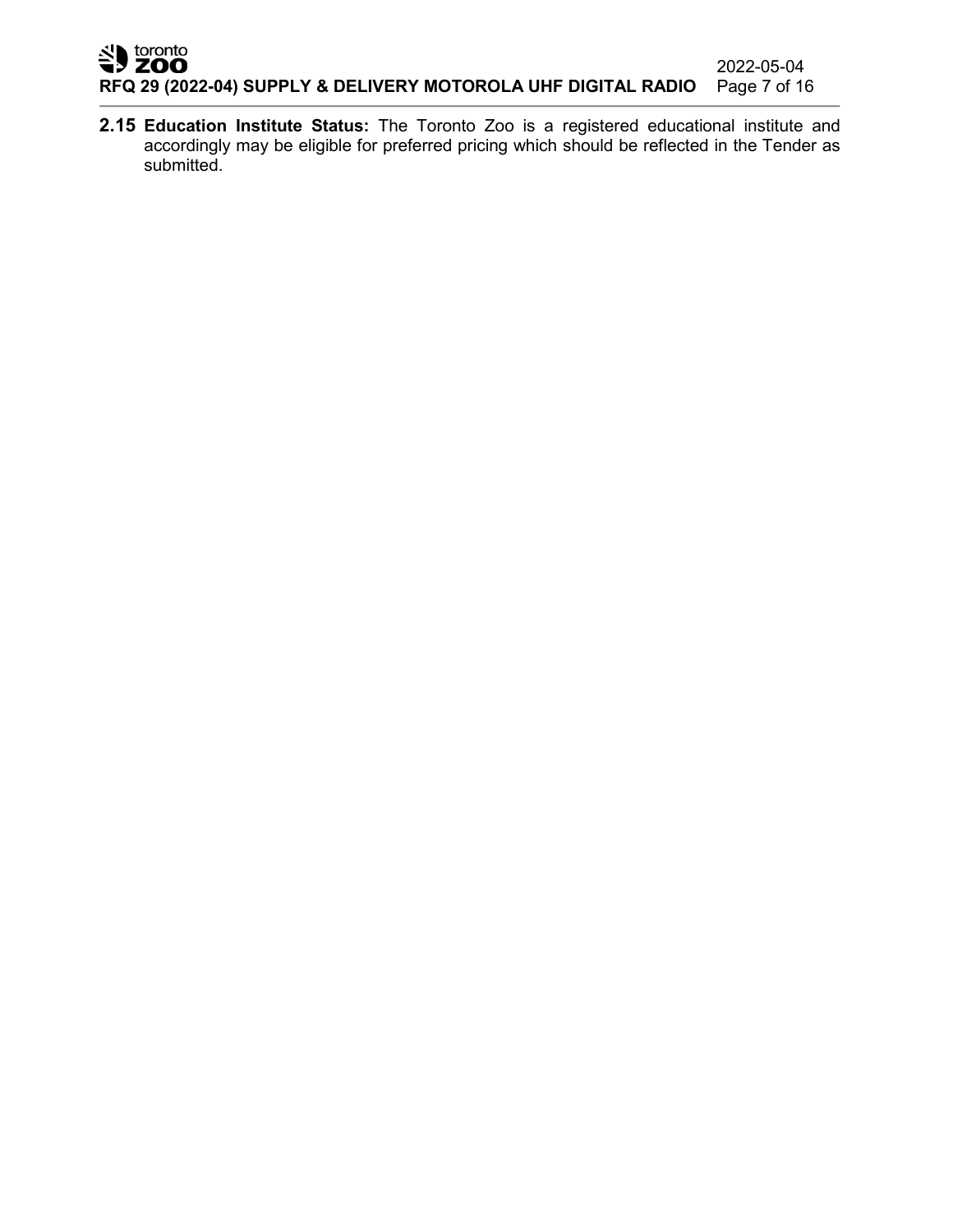**2.15 Education Institute Status:** The Toronto Zoo is a registered educational institute and accordingly may be eligible for preferred pricing which should be reflected in the Tender as submitted.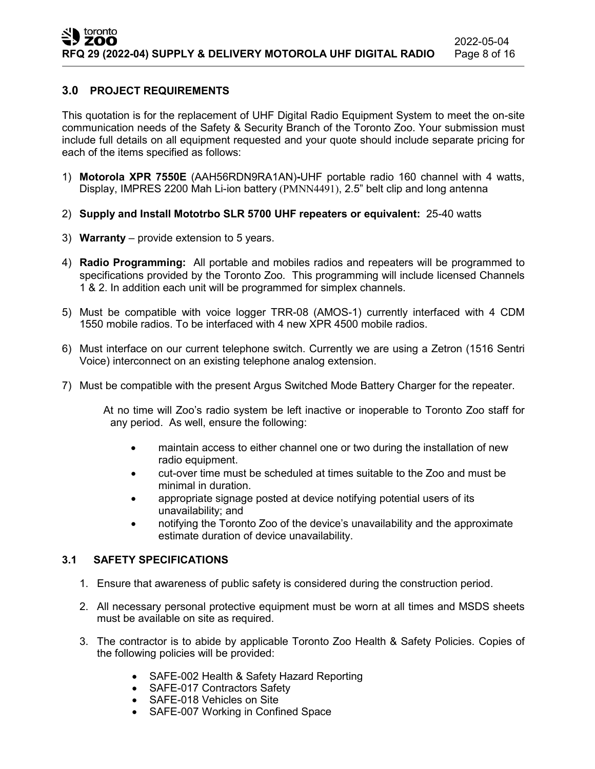## 3.0 PROJECT REQUIREMENTS

This quotation is for the replacement of UHF Digital Radio Equipment System to meet the on-site communication needs of the Safety & Security Branch of the Toronto Zoo. Your submission must include full details on all equipment requested and your quote should include separate pricing for each of the items specified as follows:

1) **Motorola XPR 7550E** (AAH56RDN9RA1AN)**-**UHF portable radio 160 channel with 4 watts, Display, IMPRES 2200 Mah Li-ion battery (PMNN4491), 2.5" belt clip and long antenna

2) **Supply and Install Mototrbo SLR 5700 UHF repeaters or equivalent:** 25-40 watts

3) **Warranty** – provide extension to 5 years.

4) **Radio Programming:** All portable and mobiles radios and repeaters will be programmed to specifications provided by the Toronto Zoo. This programming will include licensed Channels 1 & 2. In addition each unit will be programmed for simplex channels.

5) Must be compatible with voice logger TRR-08 (AMOS-1) currently interfaced with 4 CDM 1550 mobile radios. To be interfaced with 4 new XPR 4500 mobile radios.

6) Must interface on our current telephone switch. Currently we are using a Zetron (1516 Sentri Voice) interconnect on an existing telephone analog extension.

7) Must be compatible with the present Argus Switched Mode Battery Charger for the repeater.

At no time will Zoo's radio system be left inactive or inoperable to Toronto Zoo staff for any period. As well, ensure the following:

- maintain access to either channel one or two during the installation of new radio equipment.
- cut-over time must be scheduled at times suitable to the Zoo and must be minimal in duration.
- appropriate signage posted at device notifying potential users of its unavailability; and
- notifying the Toronto Zoo of the device's unavailability and the approximate estimate duration of device unavailability.

### 3.1 SAFETY SPECIFICATIONS

1. Ensure that awareness of public safety is considered during the construction period.
2. All necessary personal protective equipment must be worn at all times and MSDS sheets must be available on site as required.
3. The contractor is to abide by applicable Toronto Zoo Health & Safety Policies. Copies of the following policies will be provided:
   - SAFE-002 Health & Safety Hazard Reporting
   - SAFE-017 Contractors Safety
   - SAFE-018 Vehicles on Site
   - SAFE-007 Working in Confined Space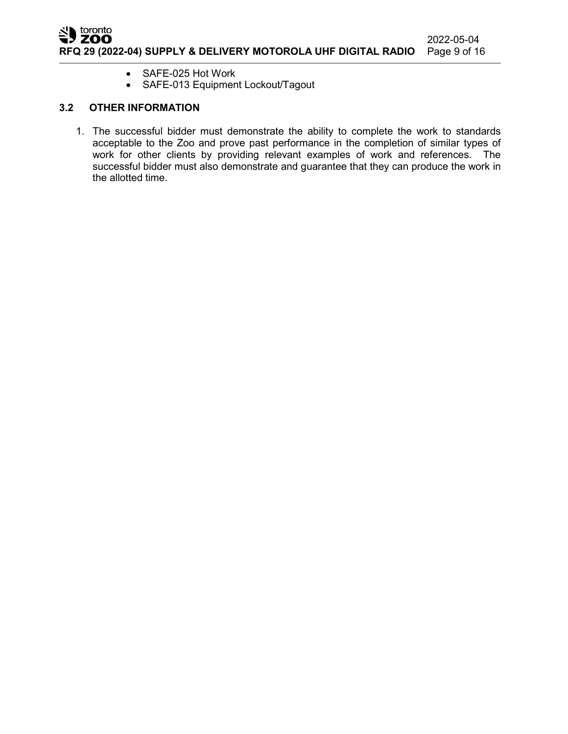- SAFE-025 Hot Work
- SAFE-013 Equipment Lockout/Tagout

### 3.2 OTHER INFORMATION

1. The successful bidder must demonstrate the ability to complete the work to standards acceptable to the Zoo and prove past performance in the completion of similar types of work for other clients by providing relevant examples of work and references. The successful bidder must also demonstrate and guarantee that they can produce the work in the allotted time.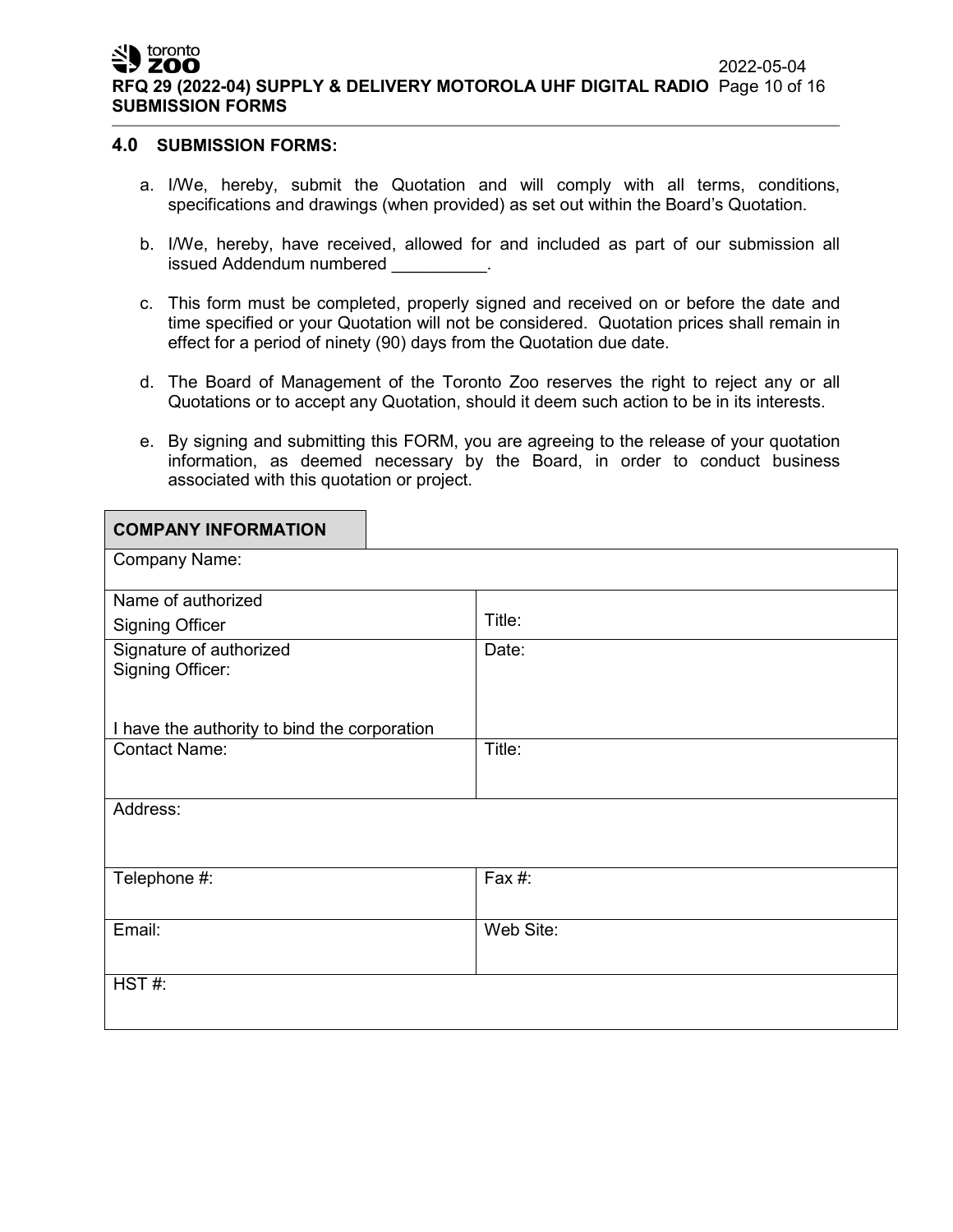## 4.0 SUBMISSION FORMS:

a. I/We, hereby, submit the Quotation and will comply with all terms, conditions, specifications and drawings (when provided) as set out within the Board's Quotation.

b. I/We, hereby, have received, allowed for and included as part of our submission all issued Addendum numbered __________.

c. This form must be completed, properly signed and received on or before the date and time specified or your Quotation will not be considered. Quotation prices shall remain in effect for a period of ninety (90) days from the Quotation due date.

d. The Board of Management of the Toronto Zoo reserves the right to reject any or all Quotations or to accept any Quotation, should it deem such action to be in its interests.

e. By signing and submitting this FORM, you are agreeing to the release of your quotation information, as deemed necessary by the Board, in order to conduct business associated with this quotation or project.

| **COMPANY INFORMATION** | |
|---|---|
| Company Name: | |
| Name of authorized Signing Officer | Title: |
| Signature of authorized Signing Officer:<br><br>I have the authority to bind the corporation | Date: |
| Contact Name: | Title: |
| Address: | |
| Telephone #: | Fax #: |
| Email: | Web Site: |
| HST #: | |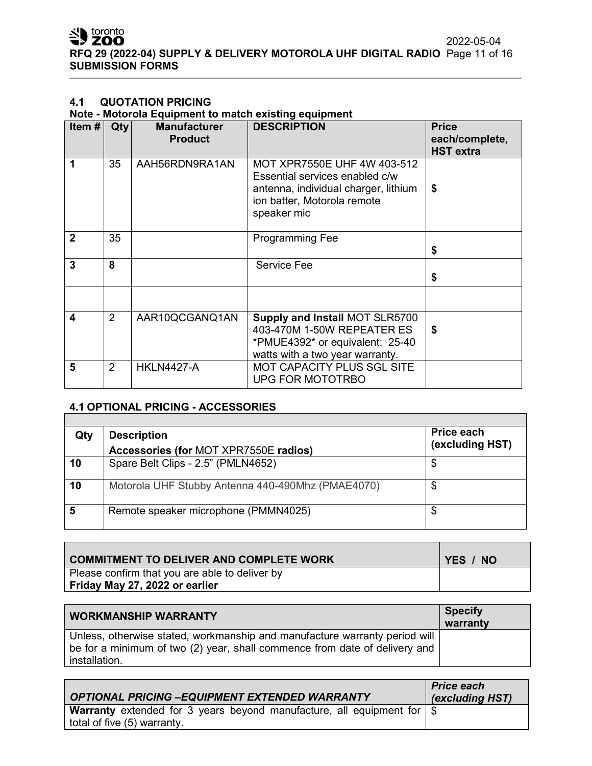### 4.1 QUOTATION PRICING

**Note - Motorola Equipment to match existing equipment**

| Item # | Qty | Manufacturer Product | DESCRIPTION | Price each/complete, HST extra |
|---|---|---|---|---|
| **1** | 35 | AAH56RDN9RA1AN | MOT XPR7550E UHF 4W 403-512 Essential services enabled c/w antenna, individual charger, lithium ion batter, Motorola remote speaker mic | **$** |
| **2** | 35 | | Programming Fee | **$** |
| **3** | **8** | | Service Fee | **$** |
| | | | | |
| **4** | 2 | AAR10QCGANQ1AN | **Supply and Install** MOT SLR5700 403-470M 1-50W REPEATER ES *PMUE4392* or equivalent: 25-40 watts with a two year warranty. | **$** |
| **5** | 2 | HKLN4427-A | MOT CAPACITY PLUS SGL SITE UPG FOR MOTOTRBO | |

### 4.1 OPTIONAL PRICING - ACCESSORIES

| Qty | Description<br>Accessories (for MOT XPR7550E radios) | Price each (excluding HST) |
|---|---|---|
| **10** | Spare Belt Clips - 2.5" (PMLN4652) | $ |
| **10** | Motorola UHF Stubby Antenna 440-490Mhz (PMAE4070) | $ |
| **5** | Remote speaker microphone (PMMN4025) | $ |

| COMMITMENT TO DELIVER AND COMPLETE WORK | YES / NO |
|---|---|
| Please confirm that you are able to deliver by **Friday May 27, 2022 or earlier** | |

| WORKMANSHIP WARRANTY | Specify warranty |
|---|---|
| Unless, otherwise stated, workmanship and manufacture warranty period will be for a minimum of two (2) year, shall commence from date of delivery and installation. | |

| *OPTIONAL PRICING –EQUIPMENT EXTENDED WARRANTY* | *Price each (excluding HST)* |
|---|---|
| **Warranty** extended for 3 years beyond manufacture, all equipment for total of five (5) warranty. | $ |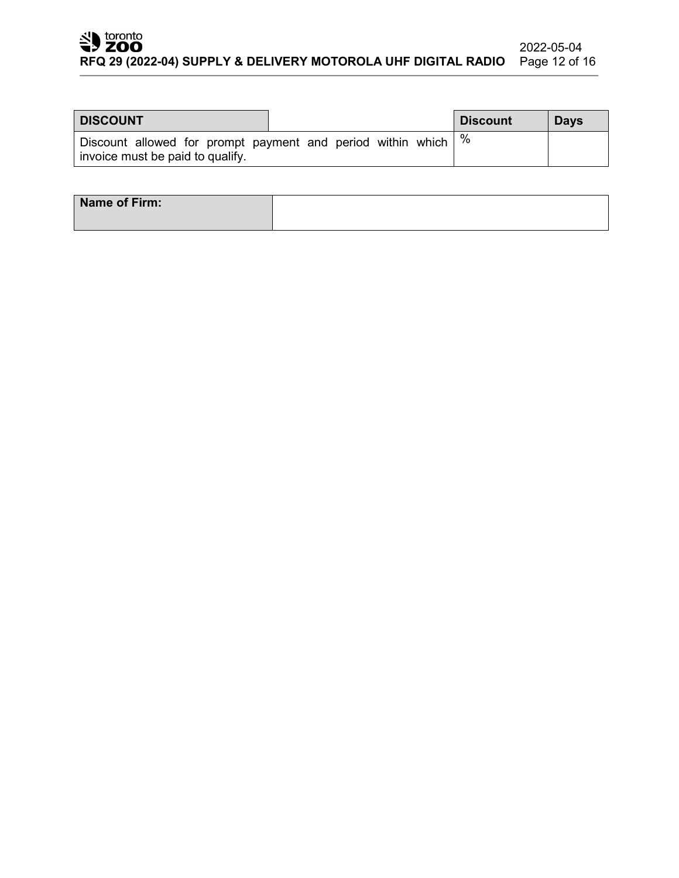| DISCOUNT | | Discount | Days |
|---|---|---|---|
| Discount allowed for prompt payment and period within which invoice must be paid to qualify. | | % | |

| Name of Firm: | |
|---|---|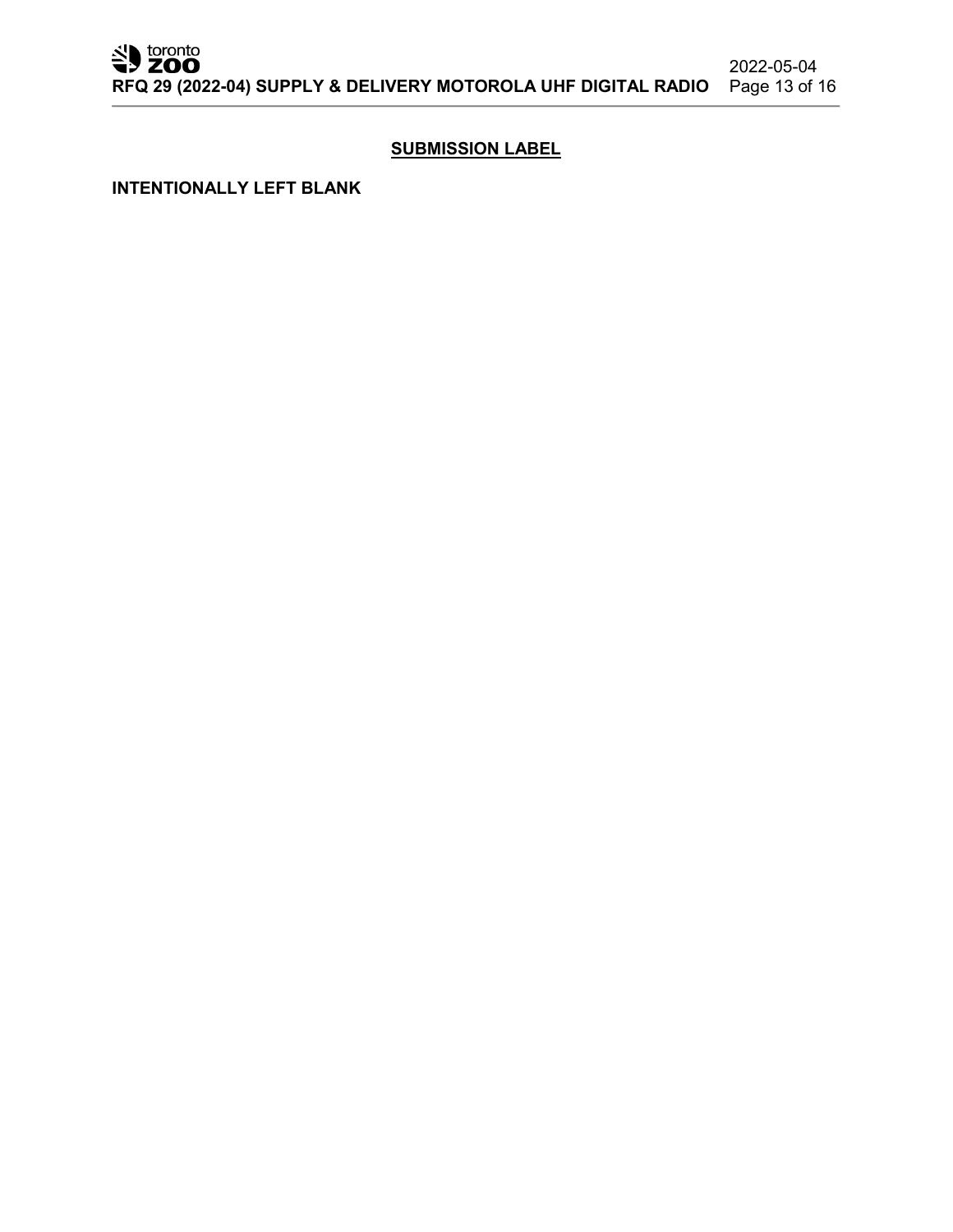## SUBMISSION LABEL

**INTENTIONALLY LEFT BLANK**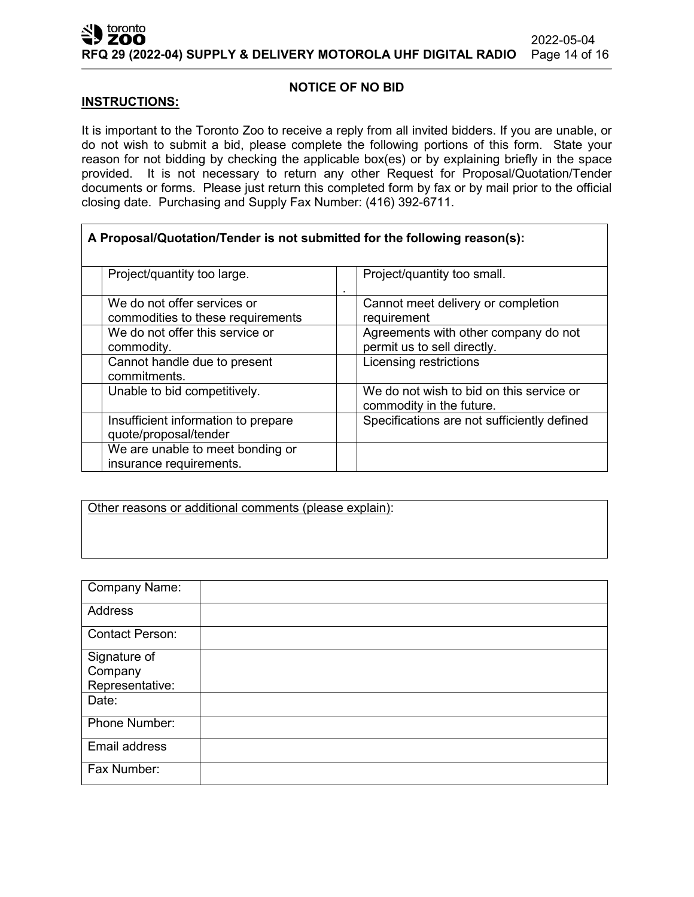## NOTICE OF NO BID

**INSTRUCTIONS:**

It is important to the Toronto Zoo to receive a reply from all invited bidders. If you are unable, or do not wish to submit a bid, please complete the following portions of this form. State your reason for not bidding by checking the applicable box(es) or by explaining briefly in the space provided. It is not necessary to return any other Request for Proposal/Quotation/Tender documents or forms. Please just return this completed form by fax or by mail prior to the official closing date. Purchasing and Supply Fax Number: (416) 392-6711.

**A Proposal/Quotation/Tender is not submitted for the following reason(s):**

| | | | |
|---|---|---|---|
| | Project/quantity too large. | . | Project/quantity too small. |
| | We do not offer services or commodities to these requirements | | Cannot meet delivery or completion requirement |
| | We do not offer this service or commodity. | | Agreements with other company do not permit us to sell directly. |
| | Cannot handle due to present commitments. | | Licensing restrictions |
| | Unable to bid competitively. | | We do not wish to bid on this service or commodity in the future. |
| | Insufficient information to prepare quote/proposal/tender | | Specifications are not sufficiently defined |
| | We are unable to meet bonding or insurance requirements. | | |

Other reasons or additional comments (please explain):

| | |
|---|---|
| Company Name: | |
| Address | |
| Contact Person: | |
| Signature of Company Representative: | |
| Date: | |
| Phone Number: | |
| Email address | |
| Fax Number: | |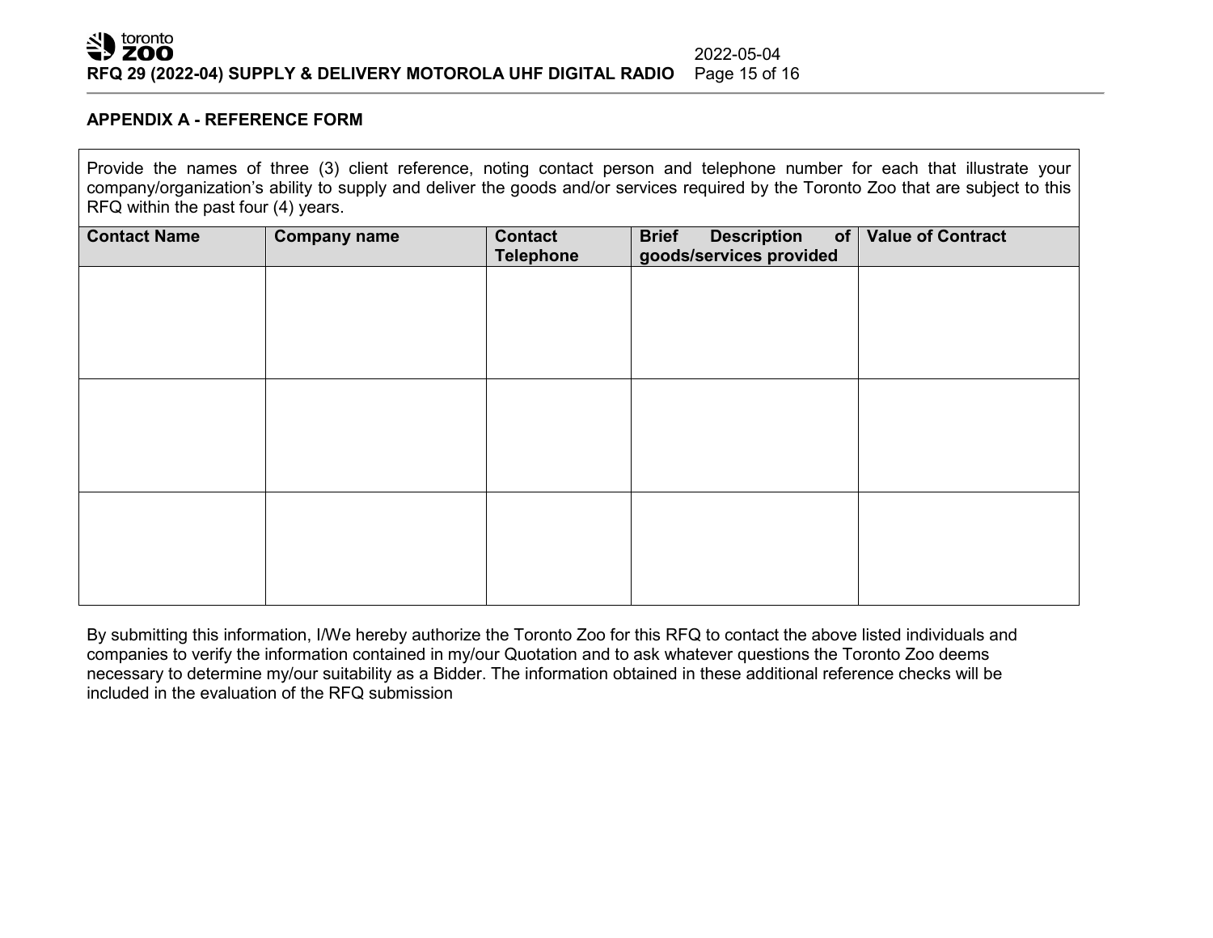## APPENDIX A - REFERENCE FORM

Provide the names of three (3) client reference, noting contact person and telephone number for each that illustrate your company/organization's ability to supply and deliver the goods and/or services required by the Toronto Zoo that are subject to this RFQ within the past four (4) years.

| Contact Name | Company name | Contact Telephone | Brief Description of goods/services provided | Value of Contract |
|---|---|---|---|---|
| | | | | |
| | | | | |
| | | | | |

By submitting this information, I/We hereby authorize the Toronto Zoo for this RFQ to contact the above listed individuals and companies to verify the information contained in my/our Quotation and to ask whatever questions the Toronto Zoo deems necessary to determine my/our suitability as a Bidder. The information obtained in these additional reference checks will be included in the evaluation of the RFQ submission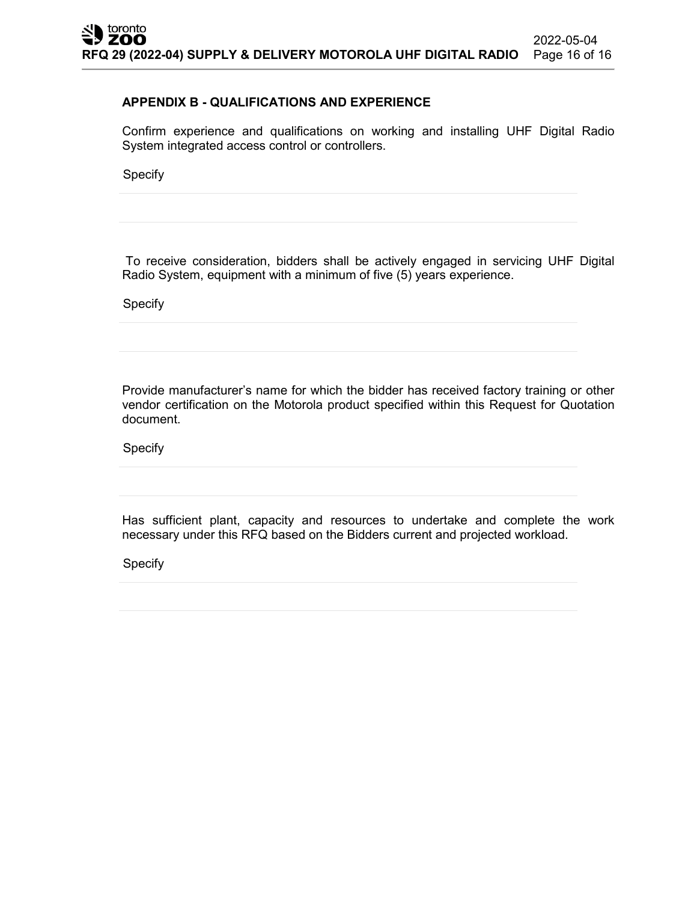## APPENDIX B - QUALIFICATIONS AND EXPERIENCE

Confirm experience and qualifications on working and installing UHF Digital Radio System integrated access control or controllers.

Specify

---

---

To receive consideration, bidders shall be actively engaged in servicing UHF Digital Radio System, equipment with a minimum of five (5) years experience.

Specify

---

---

Provide manufacturer's name for which the bidder has received factory training or other vendor certification on the Motorola product specified within this Request for Quotation document.

Specify

---

---

Has sufficient plant, capacity and resources to undertake and complete the work necessary under this RFQ based on the Bidders current and projected workload.

Specify

---

---